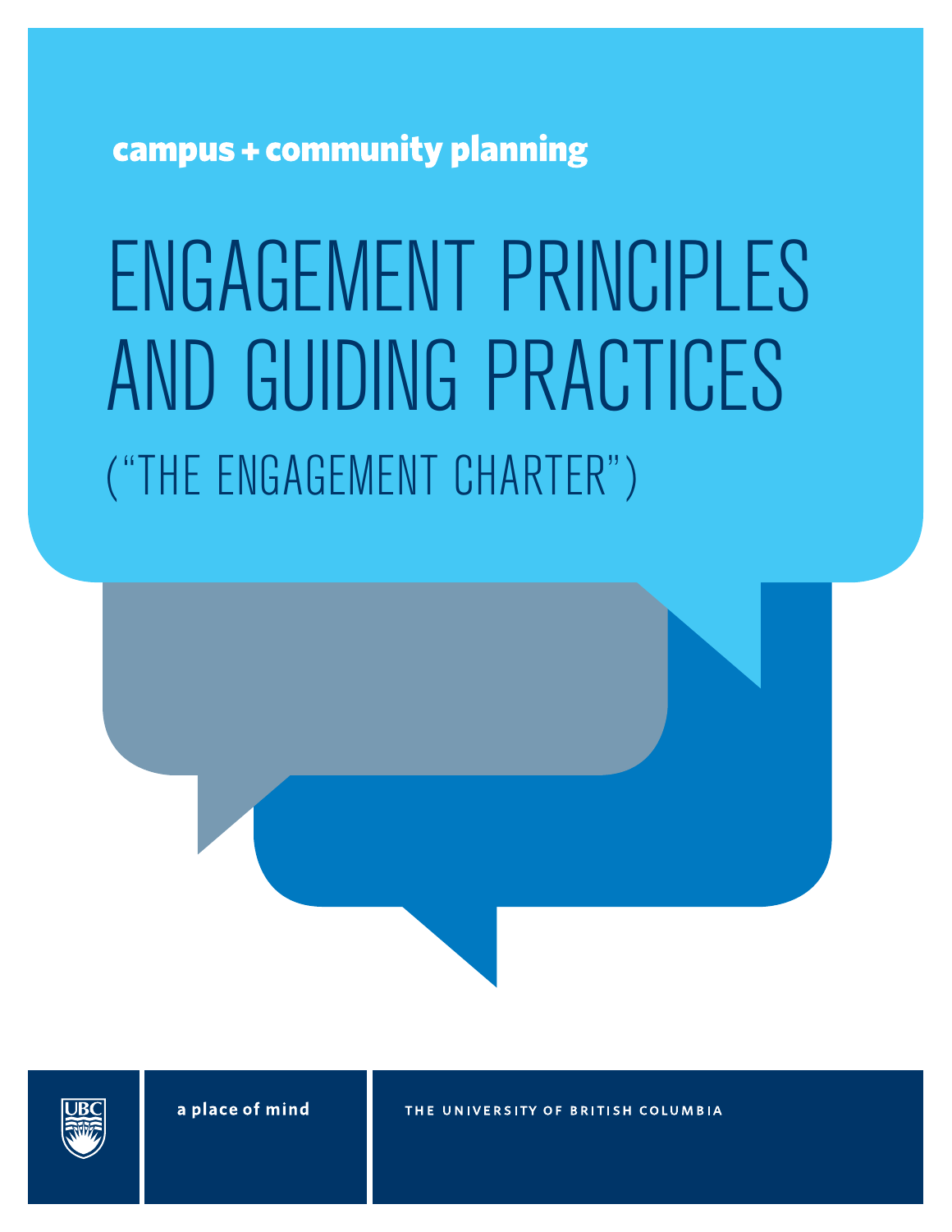campus + community planning

# ENGAGEMENT PRINCIPLES AND GUIDING PRACTICES

## (“THE ENGAGEMENT CHARTER”)

a place of mind

THE UNIVERSITY OF BRITISH COLUMBIA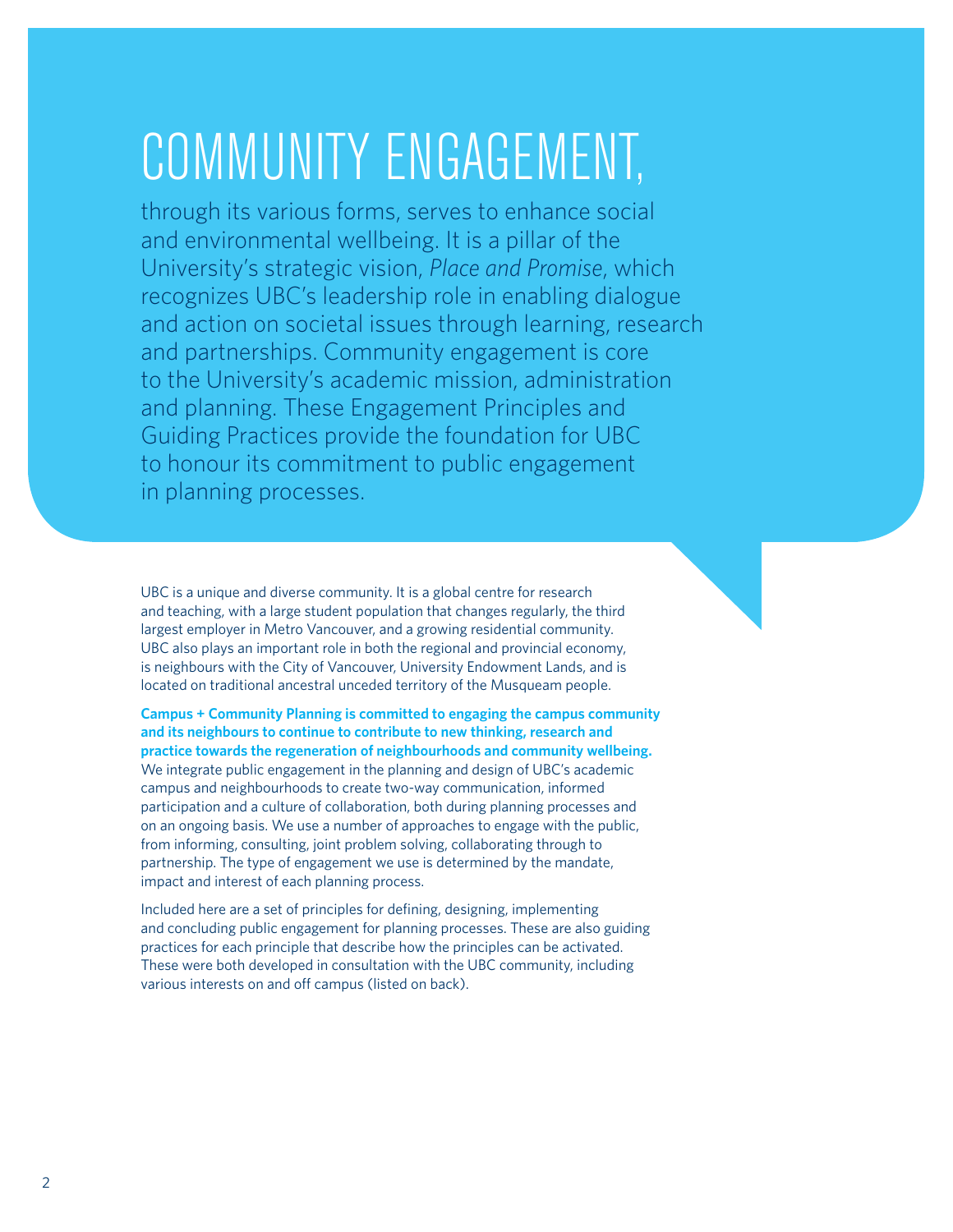# COMMUNITY ENGAGEMENT,

through its various forms, serves to enhance social and environmental wellbeing. It is a pillar of the University's strategic vision, *Place and Promise*, which recognizes UBC's leadership role in enabling dialogue and action on societal issues through learning, research and partnerships. Community engagement is core to the University's academic mission, administration and planning. These Engagement Principles and Guiding Practices provide the foundation for UBC to honour its commitment to public engagement in planning processes.

UBC is a unique and diverse community. It is a global centre for research and teaching, with a large student population that changes regularly, the third largest employer in Metro Vancouver, and a growing residential community. UBC also plays an important role in both the regional and provincial economy, is neighbours with the City of Vancouver, University Endowment Lands, and is located on traditional ancestral unceded territory of the Musqueam people.

**Campus + Community Planning is committed to engaging the campus community and its neighbours to continue to contribute to new thinking, research and practice towards the regeneration of neighbourhoods and community wellbeing.** We integrate public engagement in the planning and design of UBC's academic campus and neighbourhoods to create two-way communication, informed participation and a culture of collaboration, both during planning processes and on an ongoing basis. We use a number of approaches to engage with the public, from informing, consulting, joint problem solving, collaborating through to partnership. The type of engagement we use is determined by the mandate, impact and interest of each planning process.

Included here are a set of principles for defining, designing, implementing and concluding public engagement for planning processes. These are also guiding practices for each principle that describe how the principles can be activated. These were both developed in consultation with the UBC community, including various interests on and off campus (listed on back).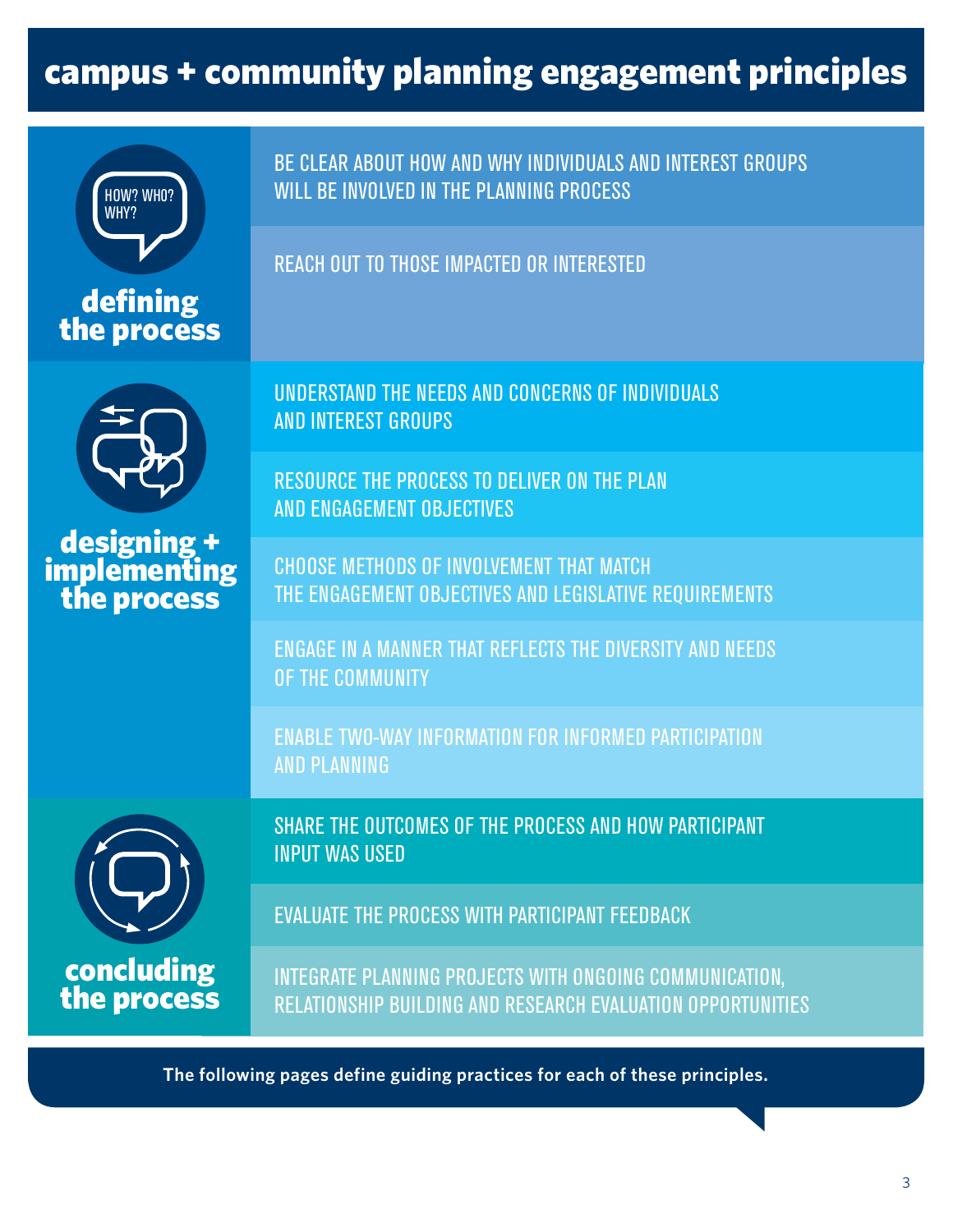# campus + community planning engagement principles

## defining the process

- BE CLEAR ABOUT HOW AND WHY INDIVIDUALS AND INTEREST GROUPS WILL BE INVOLVED IN THE PLANNING PROCESS
- REACH OUT TO THOSE IMPACTED OR INTERESTED

## designing + implementing the process

- UNDERSTAND THE NEEDS AND CONCERNS OF INDIVIDUALS AND INTEREST GROUPS
- RESOURCE THE PROCESS TO DELIVER ON THE PLAN AND ENGAGEMENT OBJECTIVES
- CHOOSE METHODS OF INVOLVEMENT THAT MATCH THE ENGAGEMENT OBJECTIVES AND LEGISLATIVE REQUIREMENTS
- ENGAGE IN A MANNER THAT REFLECTS THE DIVERSITY AND NEEDS OF THE COMMUNITY
- ENABLE TWO-WAY INFORMATION FOR INFORMED PARTICIPATION AND PLANNING

## concluding the process

- SHARE THE OUTCOMES OF THE PROCESS AND HOW PARTICIPANT INPUT WAS USED
- EVALUATE THE PROCESS WITH PARTICIPANT FEEDBACK
- INTEGRATE PLANNING PROJECTS WITH ONGOING COMMUNICATION, RELATIONSHIP BUILDING AND RESEARCH EVALUATION OPPORTUNITIES

**The following pages define guiding practices for each of these principles.**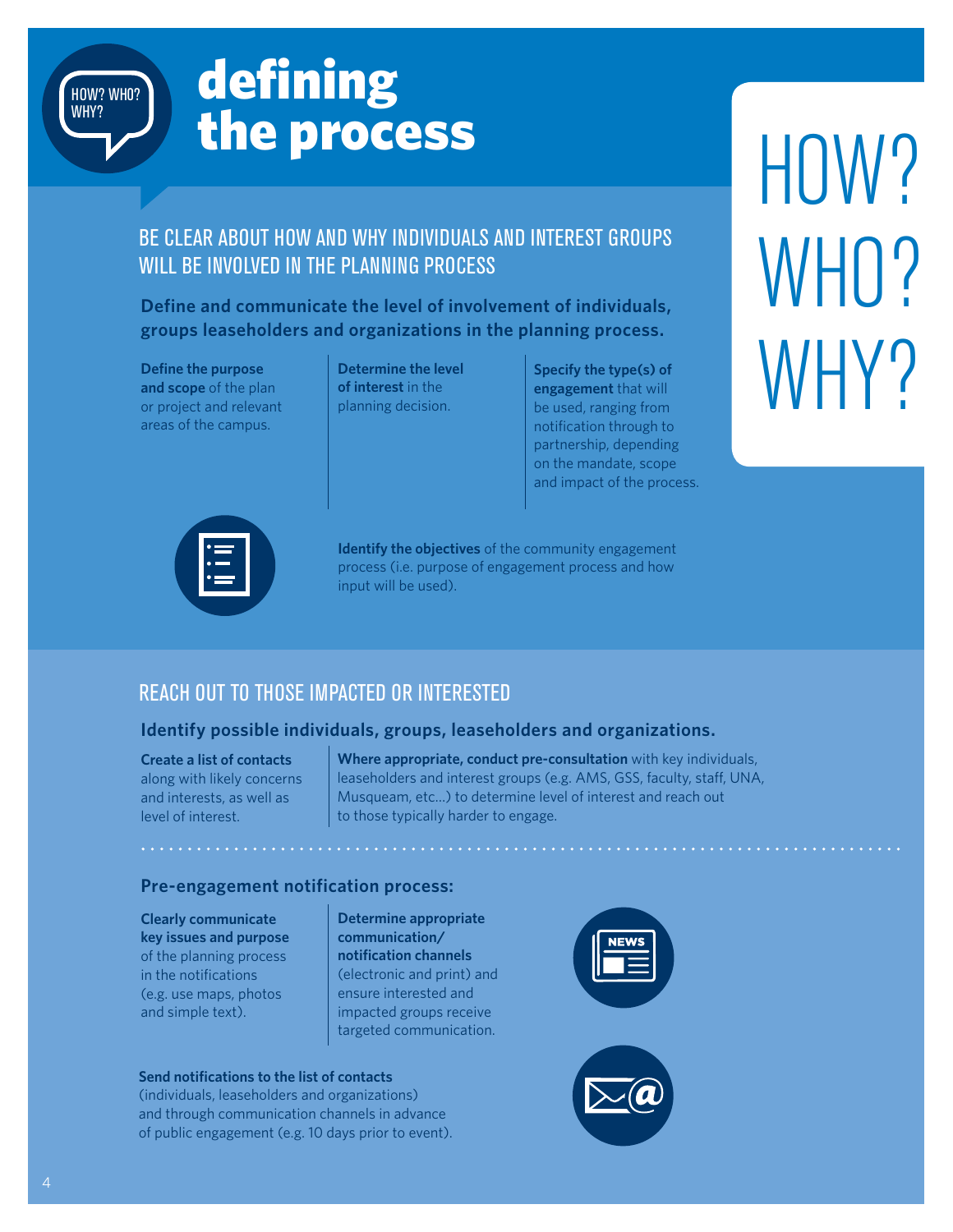HOW? WHO? WHY?

# defining the process

HOW? WHO? WHY?

## BE CLEAR ABOUT HOW AND WHY INDIVIDUALS AND INTEREST GROUPS WILL BE INVOLVED IN THE PLANNING PROCESS

**Define and communicate the level of involvement of individuals, groups leaseholders and organizations in the planning process.**

**Define the purpose and scope** of the plan or project and relevant areas of the campus.

**Determine the level of interest** in the planning decision.

**Specify the type(s) of engagement** that will be used, ranging from notification through to partnership, depending on the mandate, scope and impact of the process.

**Identify the objectives** of the community engagement process (i.e. purpose of engagement process and how input will be used).

## REACH OUT TO THOSE IMPACTED OR INTERESTED

**Identify possible individuals, groups, leaseholders and organizations.**

**Create a list of contacts** along with likely concerns and interests, as well as level of interest.

**Where appropriate, conduct pre-consultation** with key individuals, leaseholders and interest groups (e.g. AMS, GSS, faculty, staff, UNA, Musqueam, etc...) to determine level of interest and reach out to those typically harder to engage.

**Pre-engagement notification process:**

**Clearly communicate key issues and purpose** of the planning process in the notifications (e.g. use maps, photos and simple text).

**Determine appropriate communication/ notification channels** (electronic and print) and ensure interested and impacted groups receive targeted communication.

**Send notifications to the list of contacts** (individuals, leaseholders and organizations) and through communication channels in advance of public engagement (e.g. 10 days prior to event).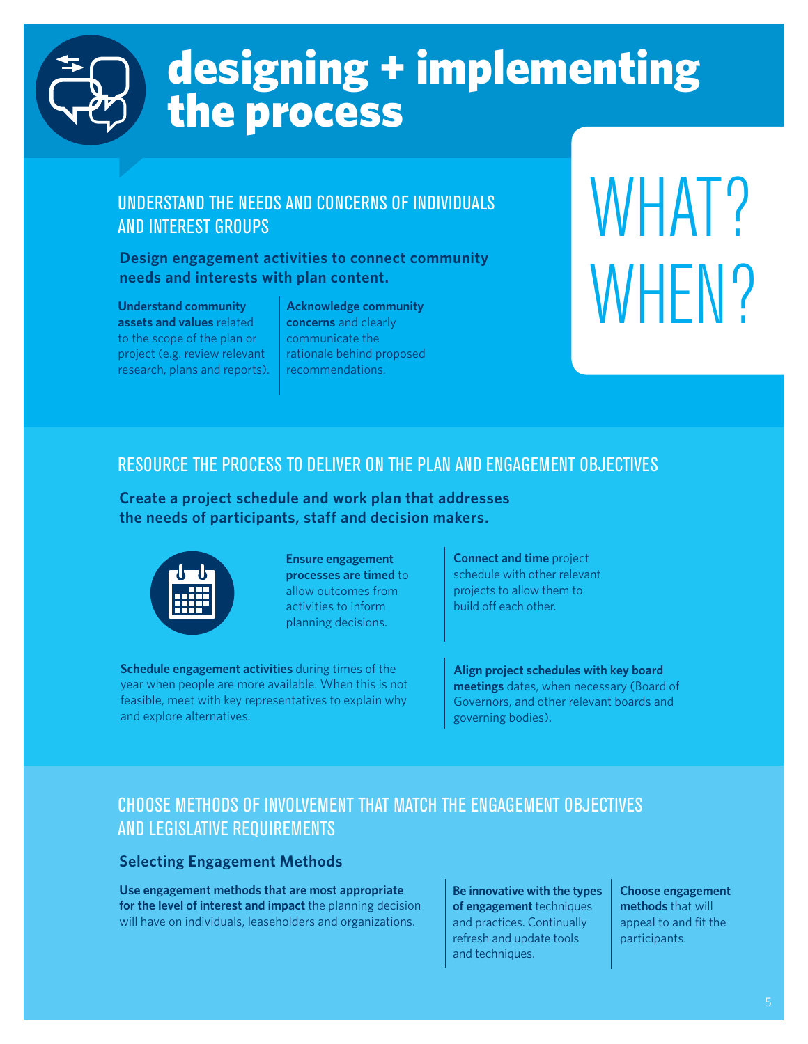# designing + implementing the process

WHAT? WHEN?

## UNDERSTAND THE NEEDS AND CONCERNS OF INDIVIDUALS AND INTEREST GROUPS

**Design engagement activities to connect community needs and interests with plan content.**

**Understand community assets and values** related to the scope of the plan or project (e.g. review relevant research, plans and reports).

**Acknowledge community concerns** and clearly communicate the rationale behind proposed recommendations.

## RESOURCE THE PROCESS TO DELIVER ON THE PLAN AND ENGAGEMENT OBJECTIVES

**Create a project schedule and work plan that addresses the needs of participants, staff and decision makers.**

**Ensure engagement processes are timed** to allow outcomes from activities to inform planning decisions.

**Connect and time** project schedule with other relevant projects to allow them to build off each other.

**Schedule engagement activities** during times of the year when people are more available. When this is not feasible, meet with key representatives to explain why and explore alternatives.

**Align project schedules with key board meetings** dates, when necessary (Board of Governors, and other relevant boards and governing bodies).

## CHOOSE METHODS OF INVOLVEMENT THAT MATCH THE ENGAGEMENT OBJECTIVES AND LEGISLATIVE REQUIREMENTS

### Selecting Engagement Methods

**Use engagement methods that are most appropriate for the level of interest and impact** the planning decision will have on individuals, leaseholders and organizations.

**Be innovative with the types of engagement** techniques and practices. Continually refresh and update tools and techniques.

**Choose engagement methods** that will appeal to and fit the participants.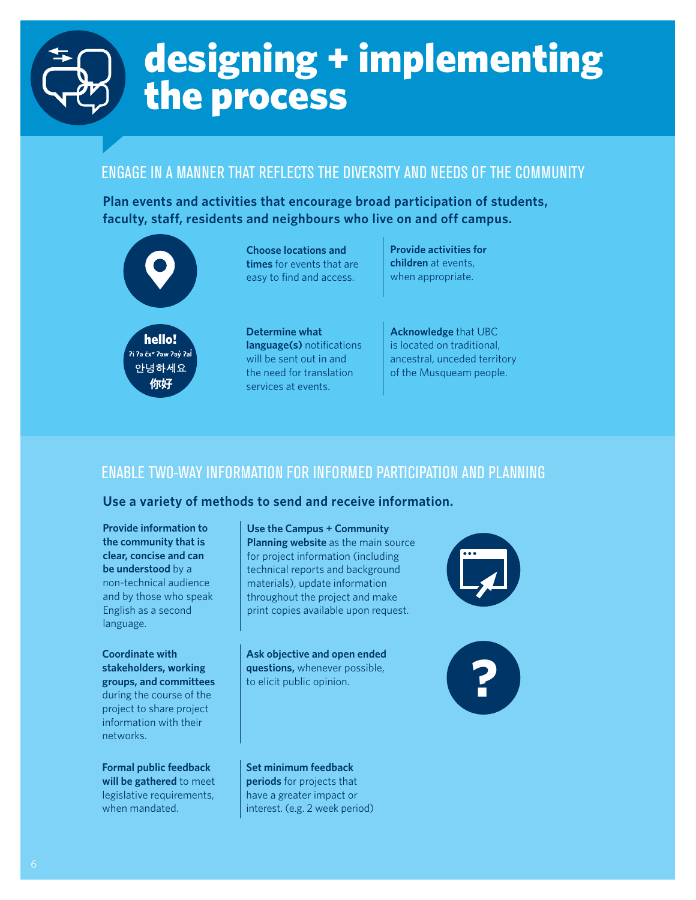# designing + implementing the process

## ENGAGE IN A MANNER THAT REFLECTS THE DIVERSITY AND NEEDS OF THE COMMUNITY

**Plan events and activities that encourage broad participation of students, faculty, staff, residents and neighbours who live on and off campus.**

**Choose locations and times** for events that are easy to find and access.

**Provide activities for children** at events, when appropriate.

hello!
ʔi ʔə čxʷ ʔəw ʔəy̓ ʔal̓
안녕하세요
你好

**Determine what language(s)** notifications will be sent out in and the need for translation services at events.

**Acknowledge** that UBC is located on traditional, ancestral, unceded territory of the Musqueam people.

## ENABLE TWO-WAY INFORMATION FOR INFORMED PARTICIPATION AND PLANNING

**Use a variety of methods to send and receive information.**

**Provide information to the community that is clear, concise and can be understood** by a non-technical audience and by those who speak English as a second language.

**Use the Campus + Community Planning website** as the main source for project information (including technical reports and background materials), update information throughout the project and make print copies available upon request.

**Coordinate with stakeholders, working groups, and committees** during the course of the project to share project information with their networks.

**Ask objective and open ended questions,** whenever possible, to elicit public opinion.

**Formal public feedback will be gathered** to meet legislative requirements, when mandated.

**Set minimum feedback periods** for projects that have a greater impact or interest. (e.g. 2 week period)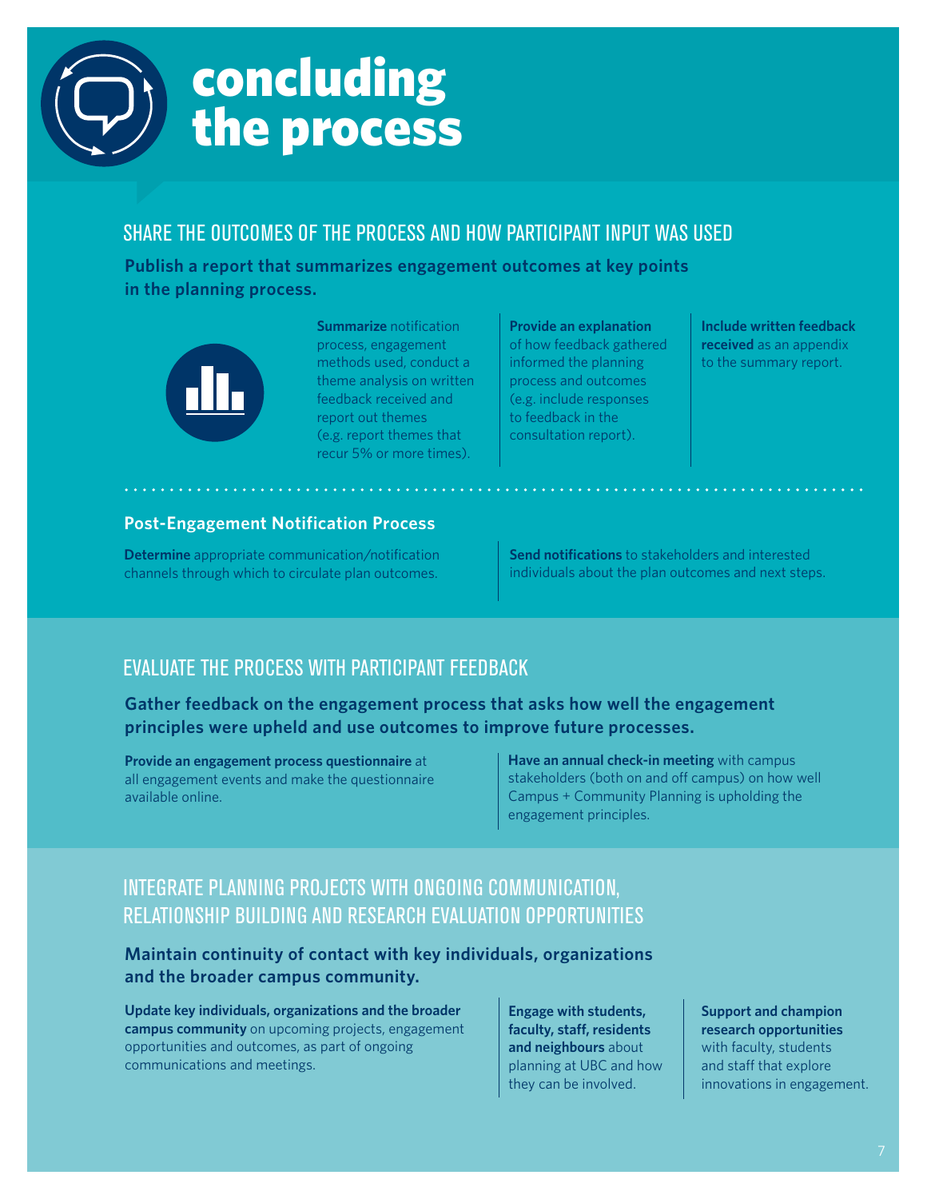# concluding the process

## SHARE THE OUTCOMES OF THE PROCESS AND HOW PARTICIPANT INPUT WAS USED

**Publish a report that summarizes engagement outcomes at key points in the planning process.**

**Summarize** notification process, engagement methods used, conduct a theme analysis on written feedback received and report out themes (e.g. report themes that recur 5% or more times).

**Provide an explanation** of how feedback gathered informed the planning process and outcomes (e.g. include responses to feedback in the consultation report).

**Include written feedback received** as an appendix to the summary report.

### Post-Engagement Notification Process

**Determine** appropriate communication/notification channels through which to circulate plan outcomes.

**Send notifications** to stakeholders and interested individuals about the plan outcomes and next steps.

## EVALUATE THE PROCESS WITH PARTICIPANT FEEDBACK

**Gather feedback on the engagement process that asks how well the engagement principles were upheld and use outcomes to improve future processes.**

**Provide an engagement process questionnaire** at all engagement events and make the questionnaire available online.

**Have an annual check-in meeting** with campus stakeholders (both on and off campus) on how well Campus + Community Planning is upholding the engagement principles.

## INTEGRATE PLANNING PROJECTS WITH ONGOING COMMUNICATION, RELATIONSHIP BUILDING AND RESEARCH EVALUATION OPPORTUNITIES

**Maintain continuity of contact with key individuals, organizations and the broader campus community.**

**Update key individuals, organizations and the broader campus community** on upcoming projects, engagement opportunities and outcomes, as part of ongoing communications and meetings.

**Engage with students, faculty, staff, residents and neighbours** about planning at UBC and how they can be involved.

**Support and champion research opportunities** with faculty, students and staff that explore innovations in engagement.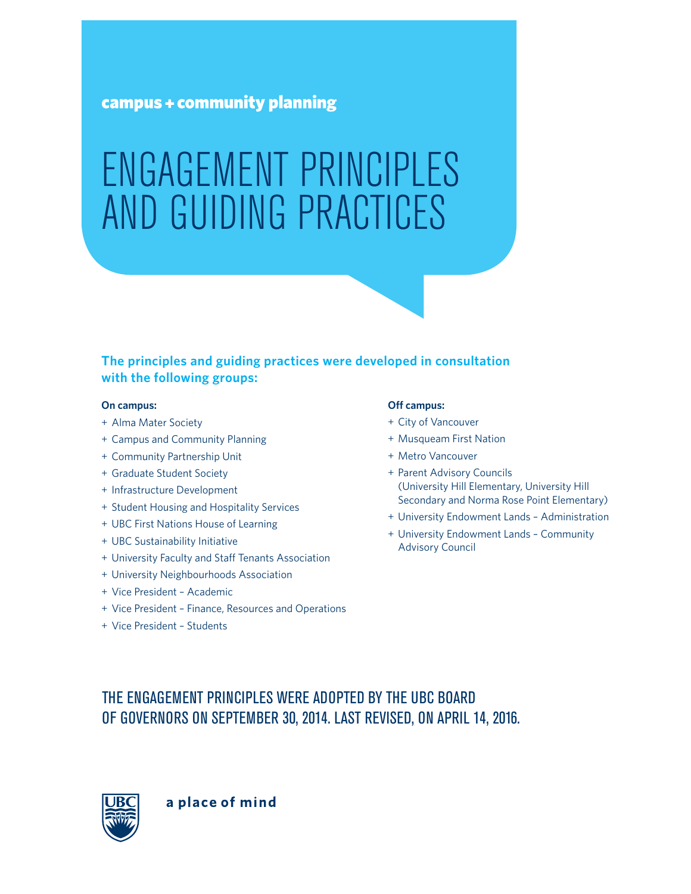campus + community planning

# ENGAGEMENT PRINCIPLES AND GUIDING PRACTICES

**The principles and guiding practices were developed in consultation with the following groups:**

**On campus:**

+ Alma Mater Society
+ Campus and Community Planning
+ Community Partnership Unit
+ Graduate Student Society
+ Infrastructure Development
+ Student Housing and Hospitality Services
+ UBC First Nations House of Learning
+ UBC Sustainability Initiative
+ University Faculty and Staff Tenants Association
+ University Neighbourhoods Association
+ Vice President – Academic
+ Vice President – Finance, Resources and Operations
+ Vice President – Students

**Off campus:**

+ City of Vancouver
+ Musqueam First Nation
+ Metro Vancouver
+ Parent Advisory Councils (University Hill Elementary, University Hill Secondary and Norma Rose Point Elementary)
+ University Endowment Lands – Administration
+ University Endowment Lands – Community Advisory Council

## THE ENGAGEMENT PRINCIPLES WERE ADOPTED BY THE UBC BOARD OF GOVERNORS ON SEPTEMBER 30, 2014. LAST REVISED, ON APRIL 14, 2016.

UBC

a place of mind